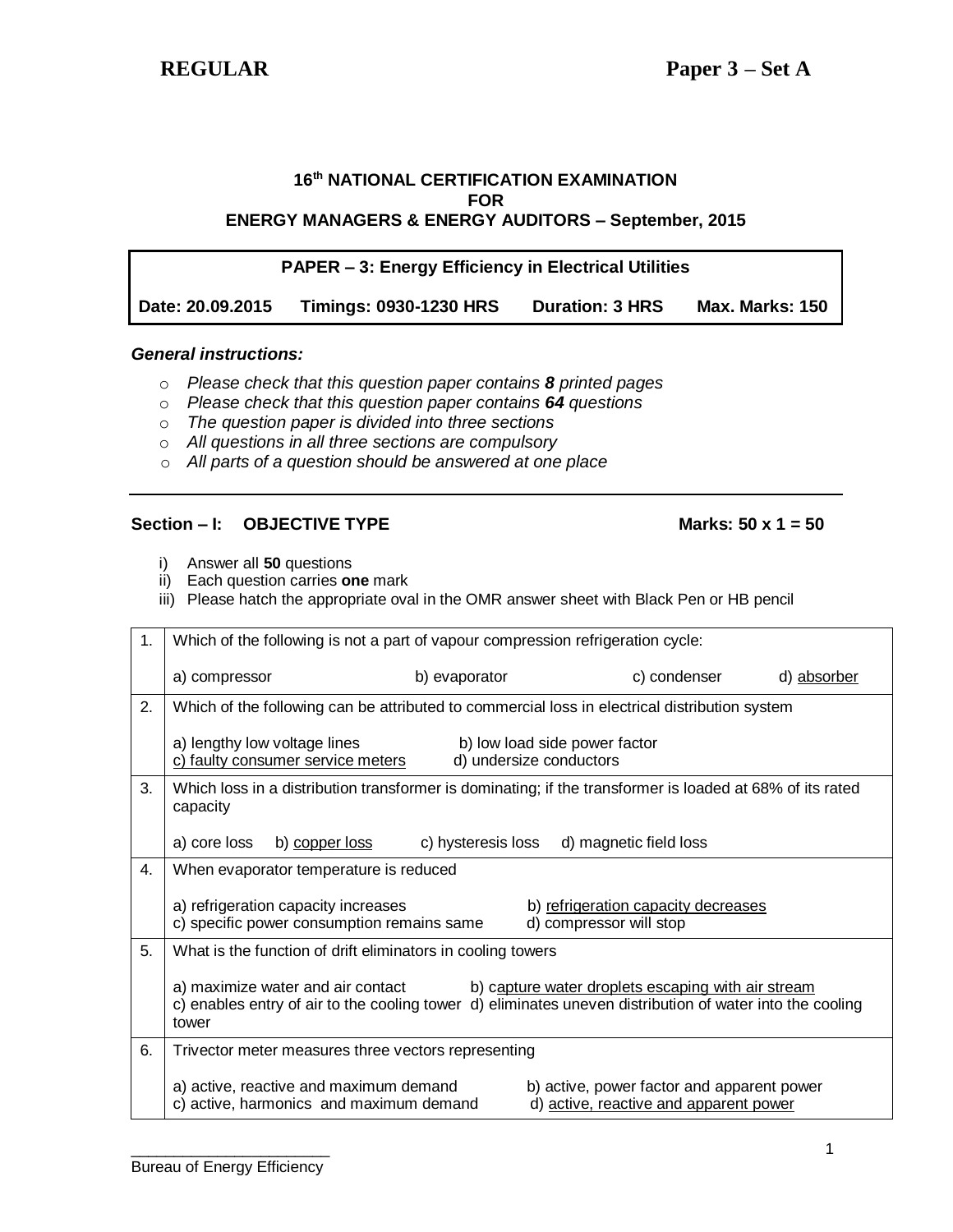**REGULAR** **Paper 3 – Set A**

### 16th NATIONAL CERTIFICATION EXAMINATION FOR ENERGY MANAGERS & ENERGY AUDITORS – September, 2015

| PAPER – 3: Energy Efficiency in Electrical Utilities | | | |
|---|---|---|---|
| Date: 20.09.2015 | Timings: 0930-1230 HRS | Duration: 3 HRS | Max. Marks: 150 |

***General instructions:***

- *Please check that this question paper contains **8** printed pages*
- *Please check that this question paper contains **64** questions*
- *The question paper is divided into three sections*
- *All questions in all three sections are compulsory*
- *All parts of a question should be answered at one place*

---

**Section – I: OBJECTIVE TYPE** **Marks: 50 x 1 = 50**

i) Answer all **50** questions
ii) Each question carries **one** mark
iii) Please hatch the appropriate oval in the OMR answer sheet with Black Pen or HB pencil

| | |
|---|---|
| 1. | Which of the following is not a part of vapour compression refrigeration cycle:<br><br>a) compressor   b) evaporator   c) condenser   d) <u>absorber</u> |
| 2. | Which of the following can be attributed to commercial loss in electrical distribution system<br><br>a) lengthy low voltage lines   b) low load side power factor<br><u>c) faulty consumer service meters</u>   d) undersize conductors |
| 3. | Which loss in a distribution transformer is dominating; if the transformer is loaded at 68% of its rated capacity<br><br>a) core loss   b) <u>copper loss</u>   c) hysteresis loss   d) magnetic field loss |
| 4. | When evaporator temperature is reduced<br><br>a) refrigeration capacity increases   b) <u>refrigeration capacity decreases</u><br>c) specific power consumption remains same   d) compressor will stop |
| 5. | What is the function of drift eliminators in cooling towers<br><br>a) maximize water and air contact   b) c<u>apture water droplets escaping with air stream</u><br>c) enables entry of air to the cooling tower   d) eliminates uneven distribution of water into the cooling tower |
| 6. | Trivector meter measures three vectors representing<br><br>a) active, reactive and maximum demand   b) active, power factor and apparent power<br>c) active, harmonics and maximum demand   d) <u>active, reactive and apparent power</u> |

Bureau of Energy Efficiency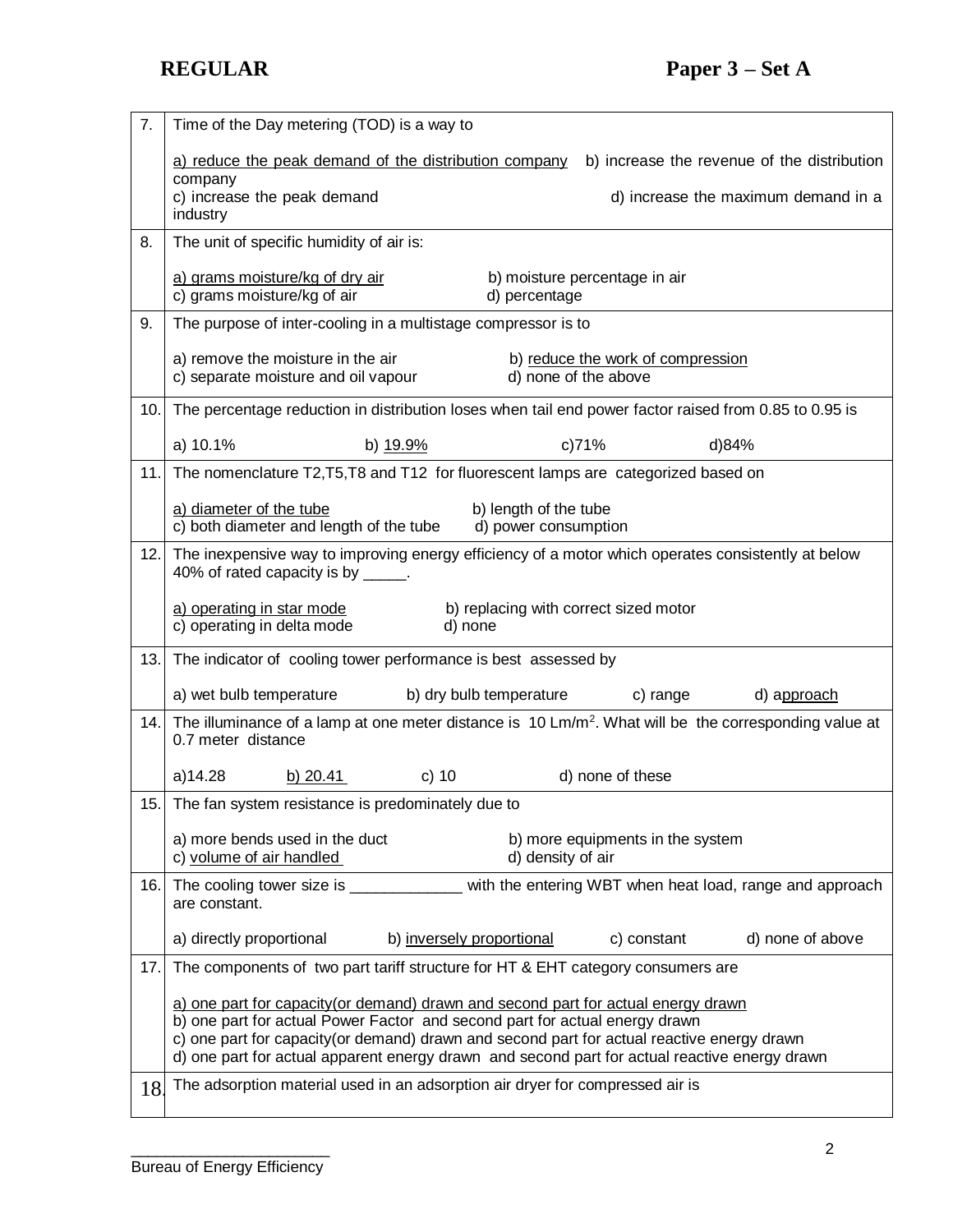**REGULAR** **Paper 3 – Set A**

| | |
|---|---|
| 7. | Time of the Day metering (TOD) is a way to<br><br>a) reduce the peak demand of the distribution company b) increase the revenue of the distribution company<br>c) increase the peak demand d) increase the maximum demand in a industry |
| 8. | The unit of specific humidity of air is:<br><br>a) grams moisture/kg of dry air b) moisture percentage in air<br>c) grams moisture/kg of air d) percentage |
| 9. | The purpose of inter-cooling in a multistage compressor is to<br><br>a) remove the moisture in the air b) reduce the work of compression<br>c) separate moisture and oil vapour d) none of the above |
| 10. | The percentage reduction in distribution loses when tail end power factor raised from 0.85 to 0.95 is<br><br>a) 10.1% b) 19.9% c)71% d)84% |
| 11. | The nomenclature T2,T5,T8 and T12 for fluorescent lamps are categorized based on<br><br>a) diameter of the tube b) length of the tube<br>c) both diameter and length of the tube d) power consumption |
| 12. | The inexpensive way to improving energy efficiency of a motor which operates consistently at below 40% of rated capacity is by _____.<br><br>a) operating in star mode b) replacing with correct sized motor<br>c) operating in delta mode d) none |
| 13. | The indicator of cooling tower performance is best assessed by<br><br>a) wet bulb temperature b) dry bulb temperature c) range d) approach |
| 14. | The illuminance of a lamp at one meter distance is 10 Lm/m$^2$. What will be the corresponding value at 0.7 meter distance<br><br>a)14.28 b) 20.41 c) 10 d) none of these |
| 15. | The fan system resistance is predominately due to<br><br>a) more bends used in the duct b) more equipments in the system<br>c) volume of air handled d) density of air |
| 16. | The cooling tower size is _____________ with the entering WBT when heat load, range and approach are constant.<br><br>a) directly proportional b) inversely proportional c) constant d) none of above |
| 17. | The components of two part tariff structure for HT & EHT category consumers are<br><br>a) one part for capacity(or demand) drawn and second part for actual energy drawn<br>b) one part for actual Power Factor and second part for actual energy drawn<br>c) one part for capacity(or demand) drawn and second part for actual reactive energy drawn<br>d) one part for actual apparent energy drawn and second part for actual reactive energy drawn |
| 18. | The adsorption material used in an adsorption air dryer for compressed air is |

Bureau of Energy Efficiency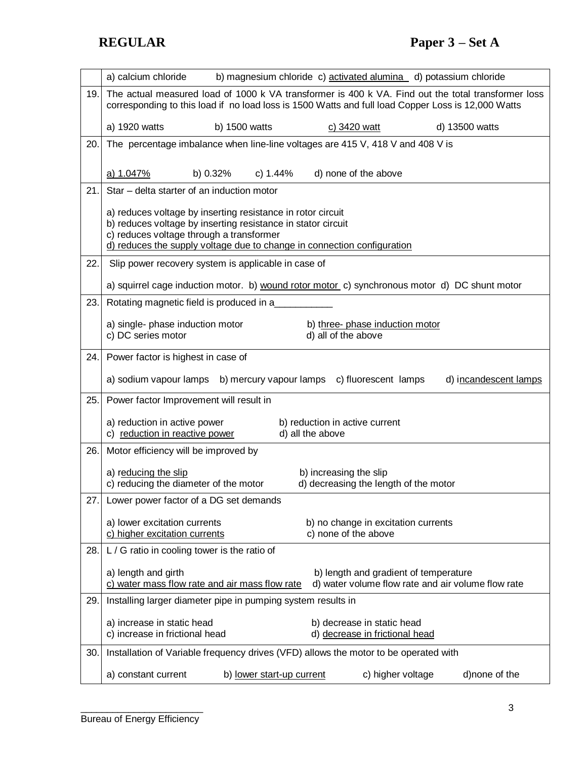| | |
|---|---|
| | a) calcium chloride b) magnesium chloride c) activated alumina d) potassium chloride |
| 19. | The actual measured load of 1000 k VA transformer is 400 k VA. Find out the total transformer loss corresponding to this load if no load loss is 1500 Watts and full load Copper Loss is 12,000 Watts<br><br>a) 1920 watts b) 1500 watts c) 3420 watt d) 13500 watts |
| 20. | The percentage imbalance when line-line voltages are 415 V, 418 V and 408 V is<br><br>a) 1.047% b) 0.32% c) 1.44% d) none of the above |
| 21. | Star – delta starter of an induction motor<br><br>a) reduces voltage by inserting resistance in rotor circuit<br>b) reduces voltage by inserting resistance in stator circuit<br>c) reduces voltage through a transformer<br>d) reduces the supply voltage due to change in connection configuration |
| 22. | Slip power recovery system is applicable in case of<br><br>a) squirrel cage induction motor. b) wound rotor motor c) synchronous motor d) DC shunt motor |
| 23. | Rotating magnetic field is produced in a___________<br><br>a) single- phase induction motor b) three- phase induction motor<br>c) DC series motor d) all of the above |
| 24. | Power factor is highest in case of<br><br>a) sodium vapour lamps b) mercury vapour lamps c) fluorescent lamps d) incandescent lamps |
| 25. | Power factor Improvement will result in<br><br>a) reduction in active power b) reduction in active current<br>c) reduction in reactive power d) all the above |
| 26. | Motor efficiency will be improved by<br><br>a) reducing the slip b) increasing the slip<br>c) reducing the diameter of the motor d) decreasing the length of the motor |
| 27. | Lower power factor of a DG set demands<br><br>a) lower excitation currents b) no change in excitation currents<br>c) higher excitation currents c) none of the above |
| 28. | L / G ratio in cooling tower is the ratio of<br><br>a) length and girth b) length and gradient of temperature<br>c) water mass flow rate and air mass flow rate d) water volume flow rate and air volume flow rate |
| 29. | Installing larger diameter pipe in pumping system results in<br><br>a) increase in static head b) decrease in static head<br>c) increase in frictional head d) decrease in frictional head |
| 30. | Installation of Variable frequency drives (VFD) allows the motor to be operated with<br><br>a) constant current b) lower start-up current c) higher voltage d)none of the |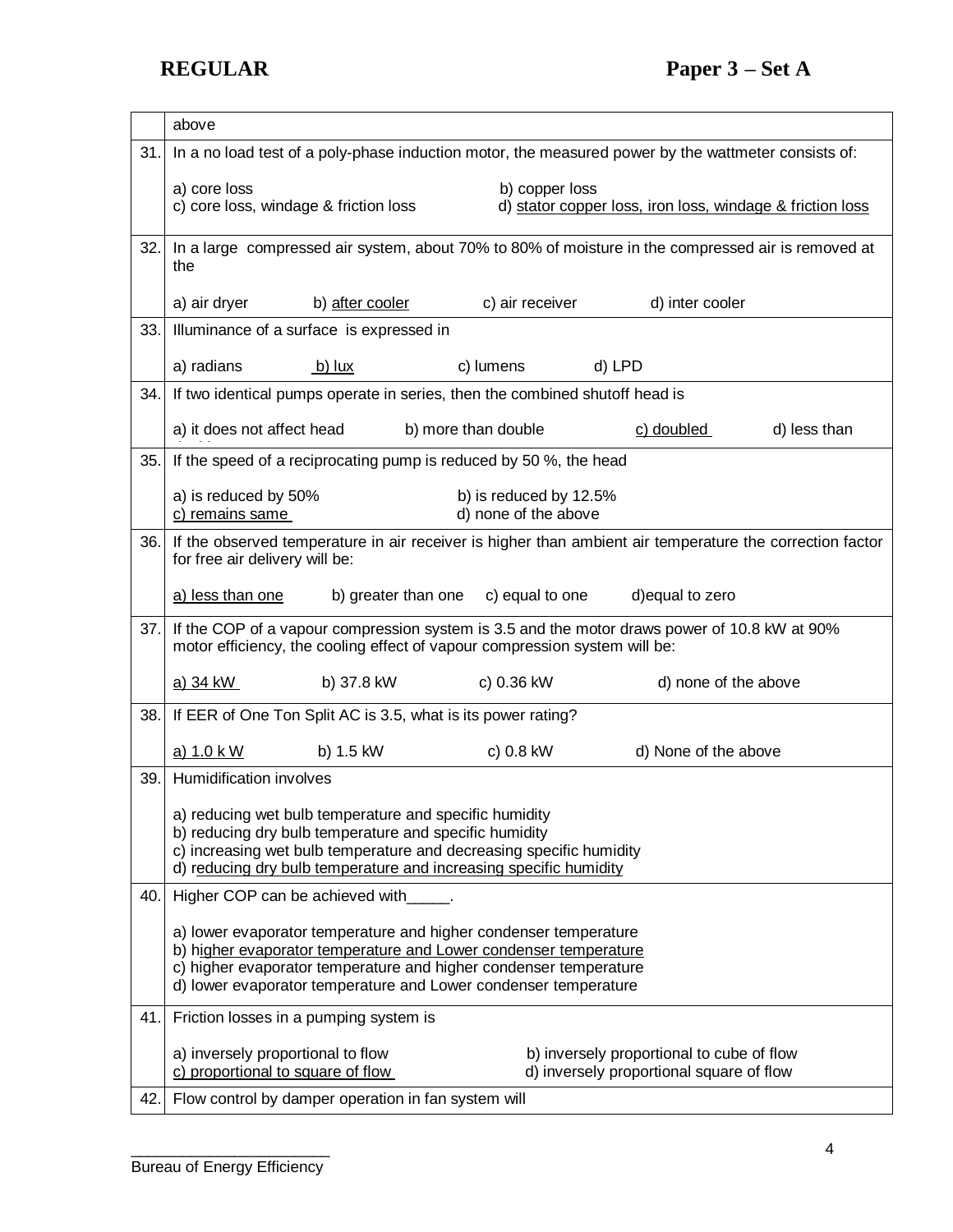| | |
|---|---|
| | above |
| 31. | In a no load test of a poly-phase induction motor, the measured power by the wattmeter consists of:<br><br>a) core loss b) copper loss<br>c) core loss, windage & friction loss d) <u>stator copper loss, iron loss, windage & friction loss</u> |
| 32. | In a large compressed air system, about 70% to 80% of moisture in the compressed air is removed at the<br><br>a) air dryer b) <u>after cooler</u> c) air receiver d) inter cooler |
| 33. | Illuminance of a surface is expressed in<br><br>a) radians <u>b) lux</u> c) lumens d) LPD |
| 34. | If two identical pumps operate in series, then the combined shutoff head is<br><br>a) it does not affect head b) more than double <u>c) doubled</u> d) less than double |
| 35. | If the speed of a reciprocating pump is reduced by 50 %, the head<br><br>a) is reduced by 50% b) is reduced by 12.5%<br><u>c) remains same</u> d) none of the above |
| 36. | If the observed temperature in air receiver is higher than ambient air temperature the correction factor for free air delivery will be:<br><br><u>a) less than one</u> b) greater than one c) equal to one d)equal to zero |
| 37. | If the COP of a vapour compression system is 3.5 and the motor draws power of 10.8 kW at 90% motor efficiency, the cooling effect of vapour compression system will be:<br><br><u>a) 34 kW</u> b) 37.8 kW c) 0.36 kW d) none of the above |
| 38. | If EER of One Ton Split AC is 3.5, what is its power rating?<br><br><u>a) 1.0 k W</u> b) 1.5 kW c) 0.8 kW d) None of the above |
| 39. | Humidification involves<br><br>a) reducing wet bulb temperature and specific humidity<br>b) reducing dry bulb temperature and specific humidity<br>c) increasing wet bulb temperature and decreasing specific humidity<br>d) r<u>educing dry bulb temperature and increasing specific humidity</u> |
| 40. | Higher COP can be achieved with_____.<br><br>a) lower evaporator temperature and higher condenser temperature<br>b) h<u>igher evaporator temperature and Lower condenser temperature</u><br>c) higher evaporator temperature and higher condenser temperature<br>d) lower evaporator temperature and Lower condenser temperature |
| 41. | Friction losses in a pumping system is<br><br>a) inversely proportional to flow b) inversely proportional to cube of flow<br><u>c) proportional to square of flow</u> d) inversely proportional square of flow |
| 42. | Flow control by damper operation in fan system will |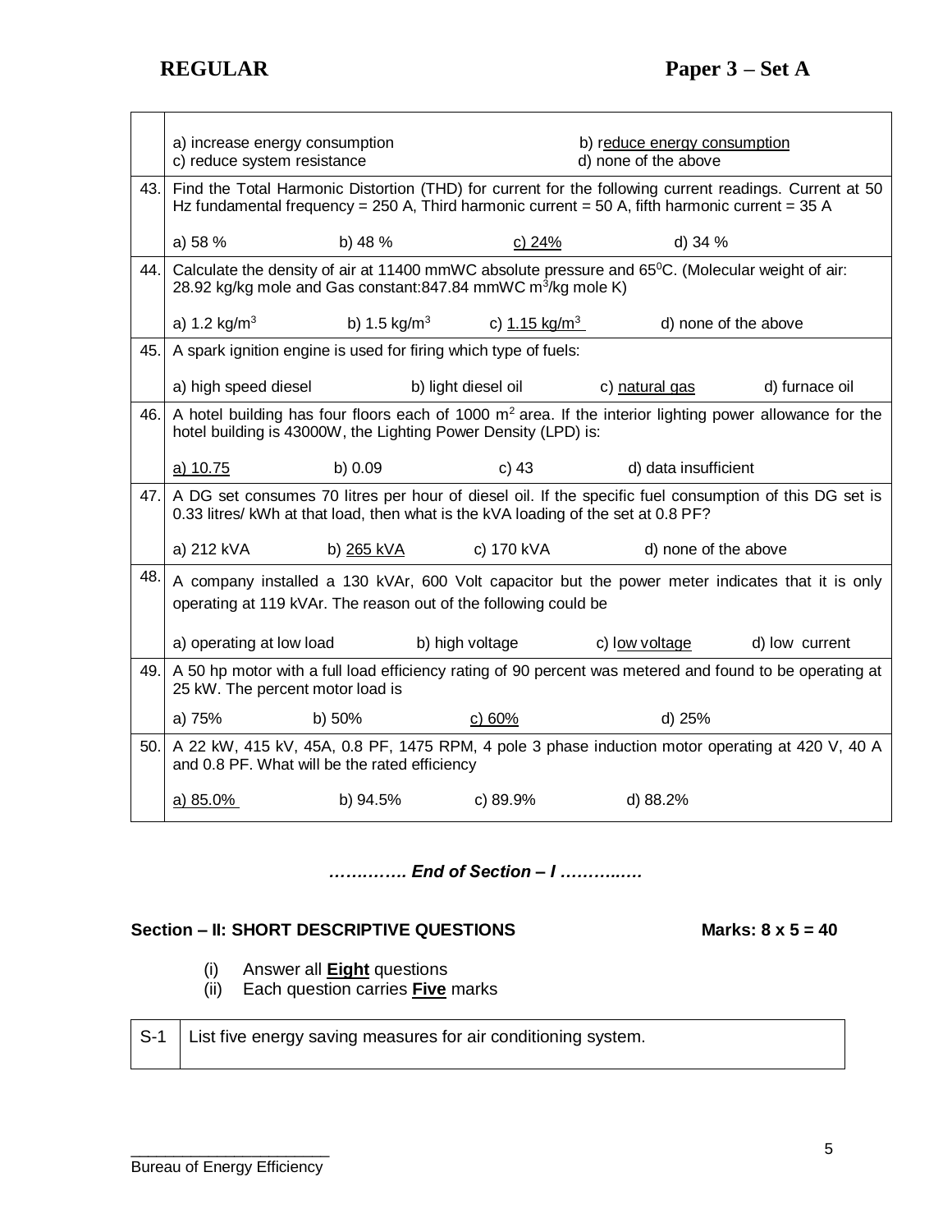| | |
|---|---|
| | a) increase energy consumption &nbsp;&nbsp;&nbsp;&nbsp; b) reduce energy consumption <br> c) reduce system resistance &nbsp;&nbsp;&nbsp;&nbsp; d) none of the above |
| 43. | Find the Total Harmonic Distortion (THD) for current for the following current readings. Current at 50 Hz fundamental frequency = 250 A, Third harmonic current = 50 A, fifth harmonic current = 35 A <br><br> a) 58 % &nbsp;&nbsp;&nbsp;&nbsp; b) 48 % &nbsp;&nbsp;&nbsp;&nbsp; c) 24% &nbsp;&nbsp;&nbsp;&nbsp; d) 34 % |
| 44. | Calculate the density of air at 11400 mmWC absolute pressure and 65$^0$C. (Molecular weight of air: 28.92 kg/kg mole and Gas constant:847.84 mmWC m$^3$/kg mole K) <br><br> a) 1.2 kg/m$^3$ &nbsp;&nbsp;&nbsp;&nbsp; b) 1.5 kg/m$^3$ &nbsp;&nbsp;&nbsp;&nbsp; c) 1.15 kg/m$^3$ &nbsp;&nbsp;&nbsp;&nbsp; d) none of the above |
| 45. | A spark ignition engine is used for firing which type of fuels: <br><br> a) high speed diesel &nbsp;&nbsp;&nbsp;&nbsp; b) light diesel oil &nbsp;&nbsp;&nbsp;&nbsp; c) natural gas &nbsp;&nbsp;&nbsp;&nbsp; d) furnace oil |
| 46. | A hotel building has four floors each of 1000 m$^2$ area. If the interior lighting power allowance for the hotel building is 43000W, the Lighting Power Density (LPD) is: <br><br> a) 10.75 &nbsp;&nbsp;&nbsp;&nbsp; b) 0.09 &nbsp;&nbsp;&nbsp;&nbsp; c) 43 &nbsp;&nbsp;&nbsp;&nbsp; d) data insufficient |
| 47. | A DG set consumes 70 litres per hour of diesel oil. If the specific fuel consumption of this DG set is 0.33 litres/ kWh at that load, then what is the kVA loading of the set at 0.8 PF? <br><br> a) 212 kVA &nbsp;&nbsp;&nbsp;&nbsp; b) 265 kVA &nbsp;&nbsp;&nbsp;&nbsp; c) 170 kVA &nbsp;&nbsp;&nbsp;&nbsp; d) none of the above |
| 48. | A company installed a 130 kVAr, 600 Volt capacitor but the power meter indicates that it is only operating at 119 kVAr. The reason out of the following could be <br><br> a) operating at low load &nbsp;&nbsp;&nbsp;&nbsp; b) high voltage &nbsp;&nbsp;&nbsp;&nbsp; c) low voltage &nbsp;&nbsp;&nbsp;&nbsp; d) low current |
| 49. | A 50 hp motor with a full load efficiency rating of 90 percent was metered and found to be operating at 25 kW. The percent motor load is <br><br> a) 75% &nbsp;&nbsp;&nbsp;&nbsp; b) 50% &nbsp;&nbsp;&nbsp;&nbsp; c) 60% &nbsp;&nbsp;&nbsp;&nbsp; d) 25% |
| 50. | A 22 kW, 415 kV, 45A, 0.8 PF, 1475 RPM, 4 pole 3 phase induction motor operating at 420 V, 40 A and 0.8 PF. What will be the rated efficiency <br><br> a) 85.0% &nbsp;&nbsp;&nbsp;&nbsp; b) 94.5% &nbsp;&nbsp;&nbsp;&nbsp; c) 89.9% &nbsp;&nbsp;&nbsp;&nbsp; d) 88.2% |

*…….……. End of Section – I ………..….*

**Section – II: SHORT DESCRIPTIVE QUESTIONS** &nbsp;&nbsp;&nbsp;&nbsp; **Marks: 8 x 5 = 40**

(i) Answer all **Eight** questions
(ii) Each question carries **Five** marks

| | |
|---|---|
| S-1 | List five energy saving measures for air conditioning system. |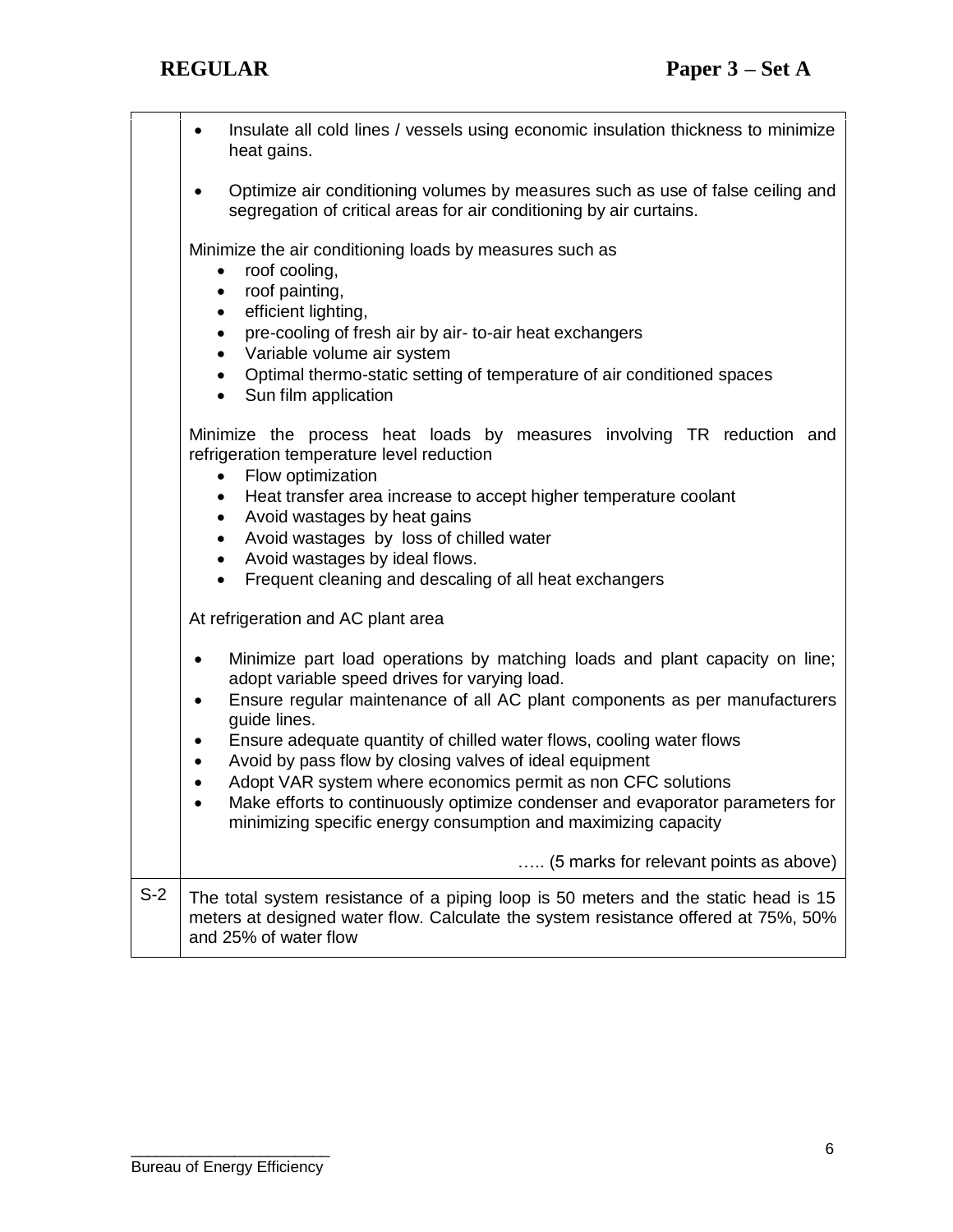| | |
|---|---|
| | - Insulate all cold lines / vessels using economic insulation thickness to minimize heat gains.<br><br>- Optimize air conditioning volumes by measures such as use of false ceiling and segregation of critical areas for air conditioning by air curtains.<br><br>Minimize the air conditioning loads by measures such as<br>- roof cooling,<br>- roof painting,<br>- efficient lighting,<br>- pre-cooling of fresh air by air- to-air heat exchangers<br>- Variable volume air system<br>- Optimal thermo-static setting of temperature of air conditioned spaces<br>- Sun film application<br><br>Minimize the process heat loads by measures involving TR reduction and refrigeration temperature level reduction<br>- Flow optimization<br>- Heat transfer area increase to accept higher temperature coolant<br>- Avoid wastages by heat gains<br>- Avoid wastages by loss of chilled water<br>- Avoid wastages by ideal flows.<br>- Frequent cleaning and descaling of all heat exchangers<br><br>At refrigeration and AC plant area<br><br>- Minimize part load operations by matching loads and plant capacity on line; adopt variable speed drives for varying load.<br>- Ensure regular maintenance of all AC plant components as per manufacturers guide lines.<br>- Ensure adequate quantity of chilled water flows, cooling water flows<br>- Avoid by pass flow by closing valves of ideal equipment<br>- Adopt VAR system where economics permit as non CFC solutions<br>- Make efforts to continuously optimize condenser and evaporator parameters for minimizing specific energy consumption and maximizing capacity<br><br>….. (5 marks for relevant points as above) |
| S-2 | The total system resistance of a piping loop is 50 meters and the static head is 15 meters at designed water flow. Calculate the system resistance offered at 75%, 50% and 25% of water flow |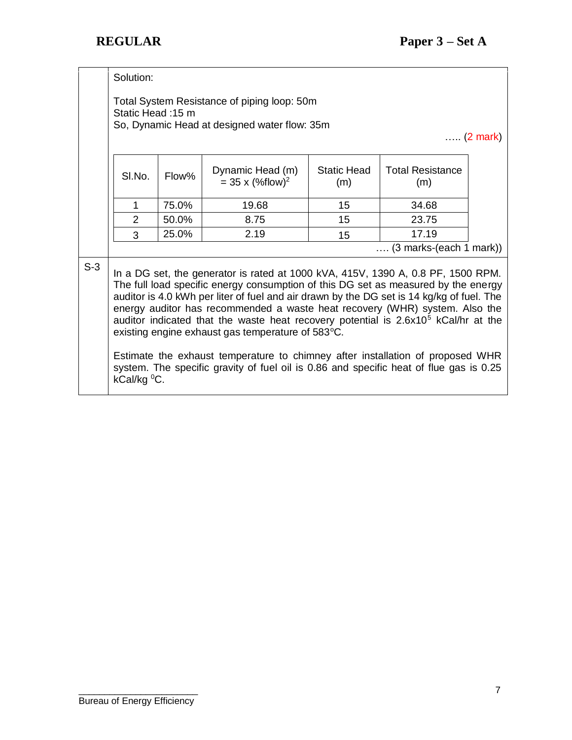Solution:

Total System Resistance of piping loop: 50m
Static Head :15 m
So, Dynamic Head at designed water flow: 35m

….. (2 mark)

| Sl.No. | Flow% | Dynamic Head (m) = 35 x $(\%flow)^2$ | Static Head (m) | Total Resistance (m) |
|---|---|---|---|---|
| 1 | 75.0% | 19.68 | 15 | 34.68 |
| 2 | 50.0% | 8.75 | 15 | 23.75 |
| 3 | 25.0% | 2.19 | 15 | 17.19 |

…. (3 marks-(each 1 mark))

**S-3**

In a DG set, the generator is rated at 1000 kVA, 415V, 1390 A, 0.8 PF, 1500 RPM. The full load specific energy consumption of this DG set as measured by the energy auditor is 4.0 kWh per liter of fuel and air drawn by the DG set is 14 kg/kg of fuel. The energy auditor has recommended a waste heat recovery (WHR) system. Also the auditor indicated that the waste heat recovery potential is $2.6 \times 10^5$ kCal/hr at the existing engine exhaust gas temperature of 583°C.

Estimate the exhaust temperature to chimney after installation of proposed WHR system. The specific gravity of fuel oil is 0.86 and specific heat of flue gas is 0.25 kCal/kg °C.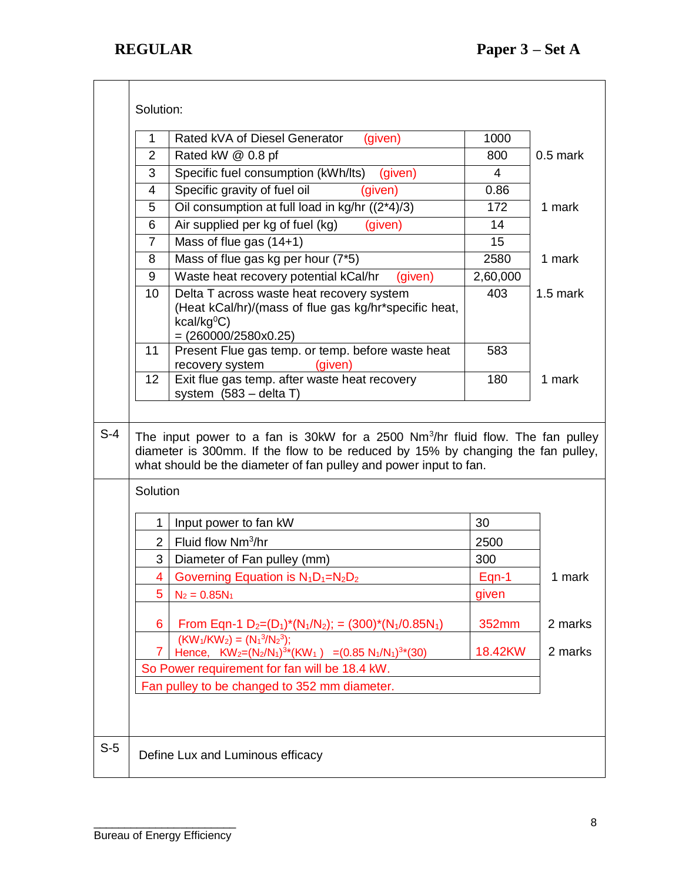Solution:

| | | | |
|---|---|---|---|
| 1 | Rated kVA of Diesel Generator (given) | 1000 | |
| 2 | Rated kW @ 0.8 pf | 800 | 0.5 mark |
| 3 | Specific fuel consumption (kWh/lts) (given) | 4 | |
| 4 | Specific gravity of fuel oil (given) | 0.86 | |
| 5 | Oil consumption at full load in kg/hr ((2*4)/3) | 172 | 1 mark |
| 6 | Air supplied per kg of fuel (kg) (given) | 14 | |
| 7 | Mass of flue gas (14+1) | 15 | |
| 8 | Mass of flue gas kg per hour (7*5) | 2580 | 1 mark |
| 9 | Waste heat recovery potential kCal/hr (given) | 2,60,000 | |
| 10 | Delta T across waste heat recovery system (Heat kCal/hr)/(mass of flue gas kg/hr*specific heat, kcal/kg$^0$C) = (260000/2580x0.25) | 403 | 1.5 mark |
| 11 | Present Flue gas temp. or temp. before waste heat recovery system (given) | 583 | |
| 12 | Exit flue gas temp. after waste heat recovery system (583 – delta T) | 180 | 1 mark |

**S-4** The input power to a fan is 30kW for a 2500 Nm$^3$/hr fluid flow. The fan pulley diameter is 300mm. If the flow to be reduced by 15% by changing the fan pulley, what should be the diameter of fan pulley and power input to fan.

Solution

| | | | |
|---|---|---|---|
| 1 | Input power to fan kW | 30 | |
| 2 | Fluid flow Nm$^3$/hr | 2500 | |
| 3 | Diameter of Fan pulley (mm) | 300 | |
| 4 | Governing Equation is $N_1D_1=N_2D_2$ | Eqn-1 | 1 mark |
| 5 | $N_2 = 0.85N_1$ | given | |
| 6 | From Eqn-1 $D_2=(D_1)*(N_1/N_2)$; = $(300)*(N_1/0.85N_1)$ | 352mm | 2 marks |
| 7 | $(KW_1/KW_2) = (N_1^3/N_2^3)$; Hence, $KW_2=(N_2/N_1)^3*(KW_1)$ $=(0.85\ N_1/N_1)^3*(30)$ | 18.42KW | 2 marks |
| So Power requirement for fan will be 18.4 kW. | | | |
| Fan pulley to be changed to 352 mm diameter. | | | |

**S-5** Define Lux and Luminous efficacy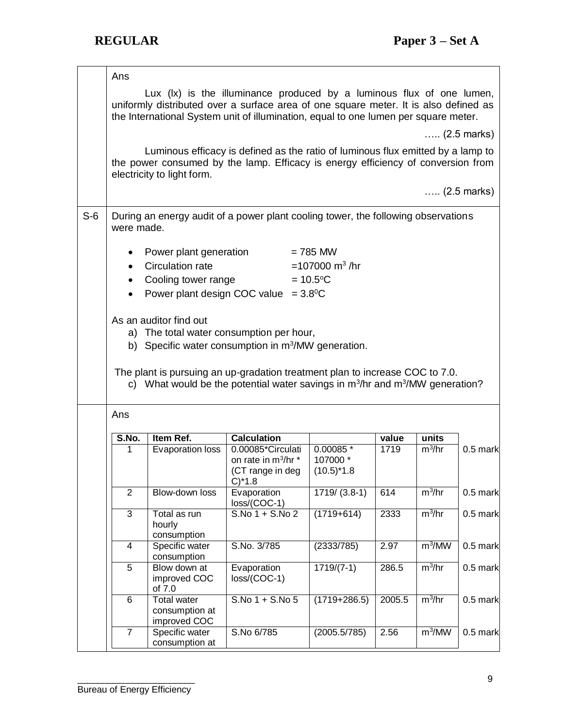Ans

Lux (lx) is the illuminance produced by a luminous flux of one lumen, uniformly distributed over a surface area of one square meter. It is also defined as the International System unit of illumination, equal to one lumen per square meter.

….. (2.5 marks)

Luminous efficacy is defined as the ratio of luminous flux emitted by a lamp to the power consumed by the lamp. Efficacy is energy efficiency of conversion from electricity to light form.

….. (2.5 marks)

**S-6** During an energy audit of a power plant cooling tower, the following observations were made.

- Power plant generation = 785 MW
- Circulation rate = 107000 $m^3$ /hr
- Cooling tower range = 10.5°C
- Power plant design COC value = 3.8°C

As an auditor find out

a) The total water consumption per hour,

b) Specific water consumption in $m^3$/MW generation.

The plant is pursuing an up-gradation treatment plan to increase COC to 7.0.

c) What would be the potential water savings in $m^3$/hr and $m^3$/MW generation?

Ans

| S.No. | Item Ref. | Calculation | | value | units | |
|---|---|---|---|---|---|---|
| 1 | Evaporation loss | 0.00085*Circulation rate in $m^3$/hr * (CT range in deg C)*1.8 | 0.00085 * 107000 * (10.5)*1.8 | 1719 | $m^3$/hr | 0.5 mark |
| 2 | Blow-down loss | Evaporation loss/(COC-1) | 1719/ (3.8-1) | 614 | $m^3$/hr | 0.5 mark |
| 3 | Total as run hourly consumption | S.No 1 + S.No 2 | (1719+614) | 2333 | $m^3$/hr | 0.5 mark |
| 4 | Specific water consumption | S.No. 3/785 | (2333/785) | 2.97 | $m^3$/MW | 0.5 mark |
| 5 | Blow down at improved COC of 7.0 | Evaporation loss/(COC-1) | 1719/(7-1) | 286.5 | $m^3$/hr | 0.5 mark |
| 6 | Total water consumption at improved COC | S.No 1 + S.No 5 | (1719+286.5) | 2005.5 | $m^3$/hr | 0.5 mark |
| 7 | Specific water consumption at | S.No 6/785 | (2005.5/785) | 2.56 | $m^3$/MW | 0.5 mark |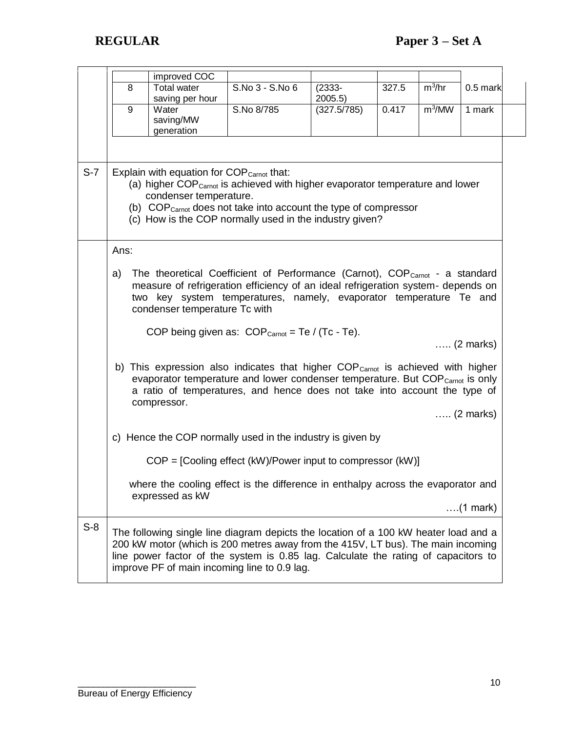**REGULAR** **Paper 3 – Set A**

| | improved COC | | | | | |
|---|---|---|---|---|---|---|
| 8 | Total water saving per hour | S.No 3 - S.No 6 | (2333-2005.5) | 327.5 | $m^3$/hr | 0.5 mark |
| 9 | Water saving/MW generation | S.No 8/785 | (327.5/785) | 0.417 | $m^3$/MW | 1 mark |

**S-7** Explain with equation for $COP_{Carnot}$ that:

(a) higher $COP_{Carnot}$ is achieved with higher evaporator temperature and lower condenser temperature.
(b) $COP_{Carnot}$ does not take into account the type of compressor
(c) How is the COP normally used in the industry given?

Ans:

a) The theoretical Coefficient of Performance (Carnot), $COP_{Carnot}$ - a standard measure of refrigeration efficiency of an ideal refrigeration system- depends on two key system temperatures, namely, evaporator temperature Te and condenser temperature Tc with

COP being given as: $COP_{Carnot} = Te / (Tc - Te)$.

….. (2 marks)

b) This expression also indicates that higher $COP_{Carnot}$ is achieved with higher evaporator temperature and lower condenser temperature. But $COP_{Carnot}$ is only a ratio of temperatures, and hence does not take into account the type of compressor.

….. (2 marks)

c) Hence the COP normally used in the industry is given by

COP = [Cooling effect (kW)/Power input to compressor (kW)]

where the cooling effect is the difference in enthalpy across the evaporator and expressed as kW

….(1 mark)

**S-8** The following single line diagram depicts the location of a 100 kW heater load and a 200 kW motor (which is 200 metres away from the 415V, LT bus). The main incoming line power factor of the system is 0.85 lag. Calculate the rating of capacitors to improve PF of main incoming line to 0.9 lag.

Bureau of Energy Efficiency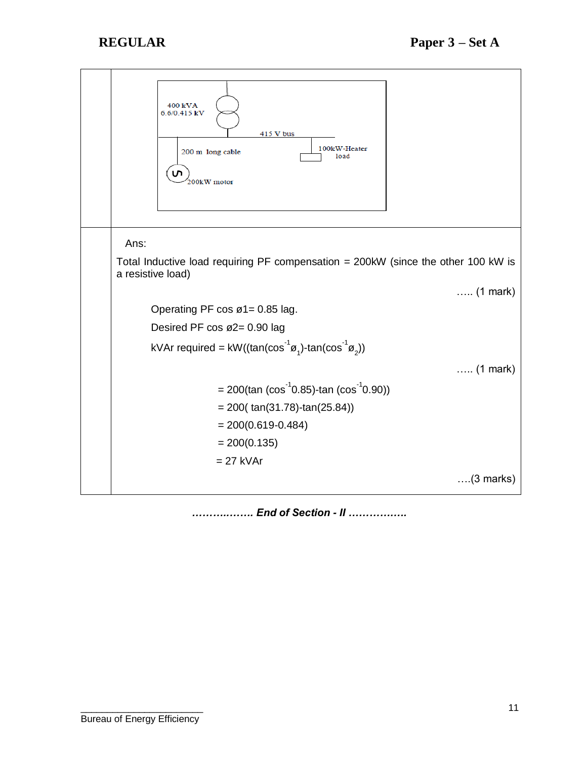400 kVA
6.6/0.415 kV

415 V bus

200 m long cable

100kW-Heater load

200kW motor

Ans:

Total Inductive load requiring PF compensation = 200kW (since the other 100 kW is a resistive load)

….. (1 mark)

Operating PF cos ø1= 0.85 lag.

Desired PF cos ø2= 0.90 lag

kVAr required = $kW((\tan(\cos^{-1}\phi_1)-\tan(\cos^{-1}\phi_2))$

….. (1 mark)

$= 200(\tan(\cos^{-1}0.85)-\tan(\cos^{-1}0.90))$

$= 200(\tan(31.78)-\tan(25.84))$

$= 200(0.619-0.484)$

$= 200(0.135)$

= 27 kVAr

….(3 marks)

*……………… End of Section - II ……………..*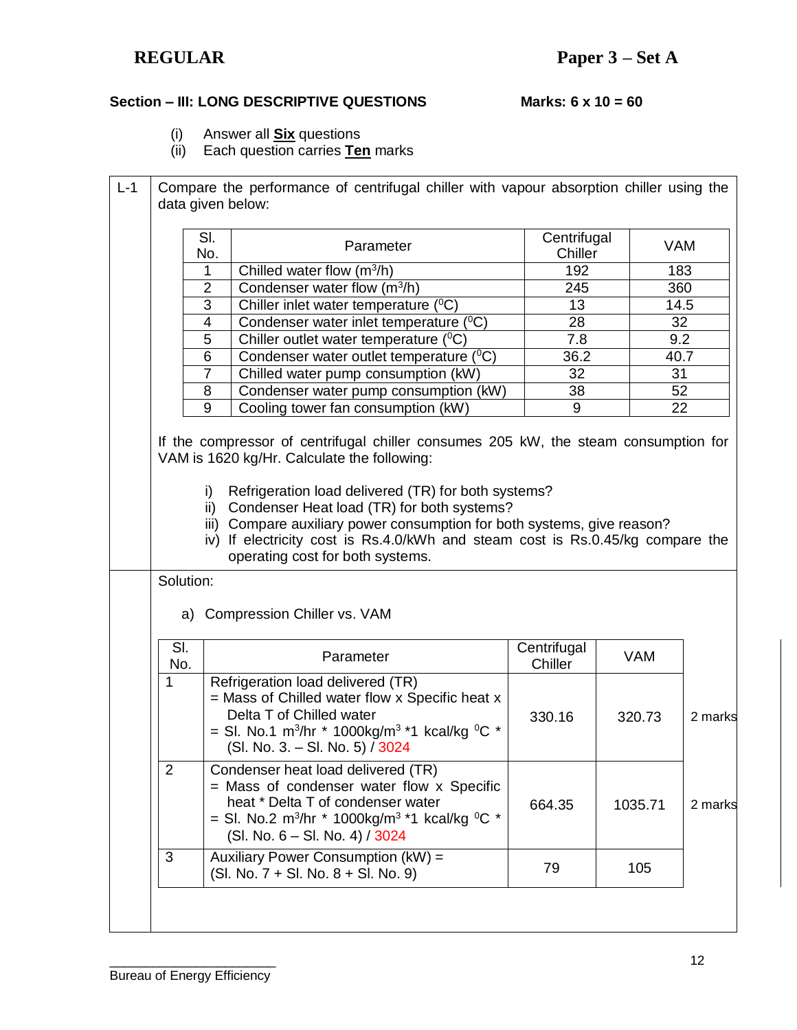**REGULAR** **Paper 3 – Set A**

## Section – III: LONG DESCRIPTIVE QUESTIONS Marks: 6 x 10 = 60

(i) Answer all **Six** questions
(ii) Each question carries **Ten** marks

**L-1** Compare the performance of centrifugal chiller with vapour absorption chiller using the data given below:

| Sl. No. | Parameter | Centrifugal Chiller | VAM |
|---|---|---|---|
| 1 | Chilled water flow ($m^3$/h) | 192 | 183 |
| 2 | Condenser water flow ($m^3$/h) | 245 | 360 |
| 3 | Chiller inlet water temperature ($^0$C) | 13 | 14.5 |
| 4 | Condenser water inlet temperature ($^0$C) | 28 | 32 |
| 5 | Chiller outlet water temperature ($^0$C) | 7.8 | 9.2 |
| 6 | Condenser water outlet temperature ($^0$C) | 36.2 | 40.7 |
| 7 | Chilled water pump consumption (kW) | 32 | 31 |
| 8 | Condenser water pump consumption (kW) | 38 | 52 |
| 9 | Cooling tower fan consumption (kW) | 9 | 22 |

If the compressor of centrifugal chiller consumes 205 kW, the steam consumption for VAM is 1620 kg/Hr. Calculate the following:

i) Refrigeration load delivered (TR) for both systems?
ii) Condenser Heat load (TR) for both systems?
iii) Compare auxiliary power consumption for both systems, give reason?
iv) If electricity cost is Rs.4.0/kWh and steam cost is Rs.0.45/kg compare the operating cost for both systems.

Solution:

a) Compression Chiller vs. VAM

| Sl. No. | Parameter | Centrifugal Chiller | VAM | |
|---|---|---|---|---|
| 1 | Refrigeration load delivered (TR) = Mass of Chilled water flow x Specific heat x Delta T of Chilled water = Sl. No.1 $m^3$/hr * 1000kg/$m^3$ *1 kcal/kg $^0$C * (Sl. No. 3. – Sl. No. 5) / 3024 | 330.16 | 320.73 | 2 marks |
| 2 | Condenser heat load delivered (TR) = Mass of condenser water flow x Specific heat * Delta T of condenser water = Sl. No.2 $m^3$/hr * 1000kg/$m^3$ *1 kcal/kg $^0$C * (Sl. No. 6 – Sl. No. 4) / 3024 | 664.35 | 1035.71 | 2 marks |
| 3 | Auxiliary Power Consumption (kW) = (Sl. No. 7 + Sl. No. 8 + Sl. No. 9) | 79 | 105 | |

Bureau of Energy Efficiency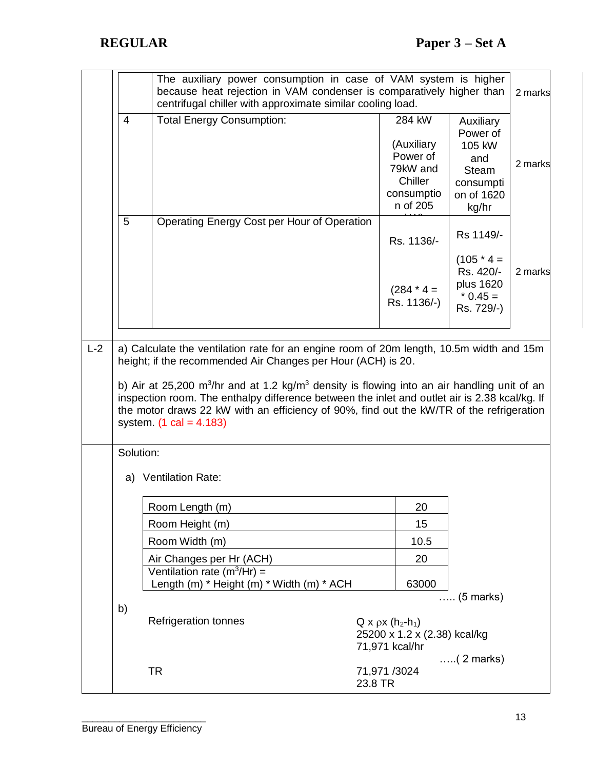**REGULAR** **Paper 3 – Set A**

| | | | | |
|---|---|---|---|---|
| | The auxiliary power consumption in case of VAM system is higher because heat rejection in VAM condenser is comparatively higher than centrifugal chiller with approximate similar cooling load. | | | 2 marks |
| 4 | Total Energy Consumption: | 284 kW (Auxiliary Power of 79kW and Chiller consumption of 205 kW) | Auxiliary Power of 105 kW and Steam consumption of 1620 kg/hr | 2 marks |
| 5 | Operating Energy Cost per Hour of Operation | Rs. 1136/- (284 * 4 = Rs. 1136/-) | Rs 1149/- (105 * 4 = Rs. 420/- plus 1620 * 0.45 = Rs. 729/-) | 2 marks |

**L-2**

a) Calculate the ventilation rate for an engine room of 20m length, 10.5m width and 15m height; if the recommended Air Changes per Hour (ACH) is 20.

b) Air at 25,200 $m^3$/hr and at 1.2 kg/$m^3$ density is flowing into an air handling unit of an inspection room. The enthalpy difference between the inlet and outlet air is 2.38 kcal/kg. If the motor draws 22 kW with an efficiency of 90%, find out the kW/TR of the refrigeration system. (1 cal = 4.183)

Solution:

a) Ventilation Rate:

| | |
|---|---|
| Room Length (m) | 20 |
| Room Height (m) | 15 |
| Room Width (m) | 10.5 |
| Air Changes per Hr (ACH) | 20 |
| Ventilation rate ($m^3$/Hr) = Length (m) * Height (m) * Width (m) * ACH | 63000 |

….. (5 marks)

b)

Refrigeration tonnes = $Q \times \rho \times (h_2 - h_1)$

25200 x 1.2 x (2.38) kcal/kg

71,971 kcal/hr

…..( 2 marks)

TR = 71,971 /3024

23.8 TR

Bureau of Energy Efficiency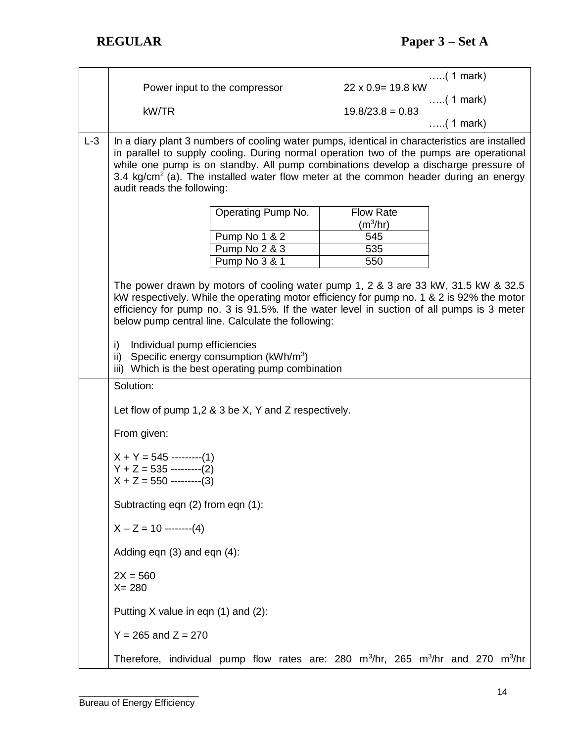| | |
|---|---|
| | …..( 1 mark)<br>Power input to the compressor   22 x 0.9= 19.8 kW<br>…..( 1 mark)<br>kW/TR   19.8/23.8 = 0.83<br>…..( 1 mark) |

**L-3**

In a diary plant 3 numbers of cooling water pumps, identical in characteristics are installed in parallel to supply cooling. During normal operation two of the pumps are operational while one pump is on standby. All pump combinations develop a discharge pressure of 3.4 $kg/cm^2$ (a). The installed water flow meter at the common header during an energy audit reads the following:

| Operating Pump No. | Flow Rate ($m^3/hr$) |
|---|---|
| Pump No 1 & 2 | 545 |
| Pump No 2 & 3 | 535 |
| Pump No 3 & 1 | 550 |

The power drawn by motors of cooling water pump 1, 2 & 3 are 33 kW, 31.5 kW & 32.5 kW respectively. While the operating motor efficiency for pump no. 1 & 2 is 92% the motor efficiency for pump no. 3 is 91.5%. If the water level in suction of all pumps is 3 meter below pump central line. Calculate the following:

i) Individual pump efficiencies
ii) Specific energy consumption ($kWh/m^3$)
iii) Which is the best operating pump combination

Solution:

Let flow of pump 1,2 & 3 be X, Y and Z respectively.

From given:

$X + Y = 545$ ---------(1)
$Y + Z = 535$ ---------(2)
$X + Z = 550$ ---------(3)

Subtracting eqn (2) from eqn (1):

$X - Z = 10$ --------(4)

Adding eqn (3) and eqn (4):

$2X = 560$
$X = 280$

Putting X value in eqn (1) and (2):

$Y = 265$ and $Z = 270$

Therefore, individual pump flow rates are: 280 $m^3/hr$, 265 $m^3/hr$ and 270 $m^3/hr$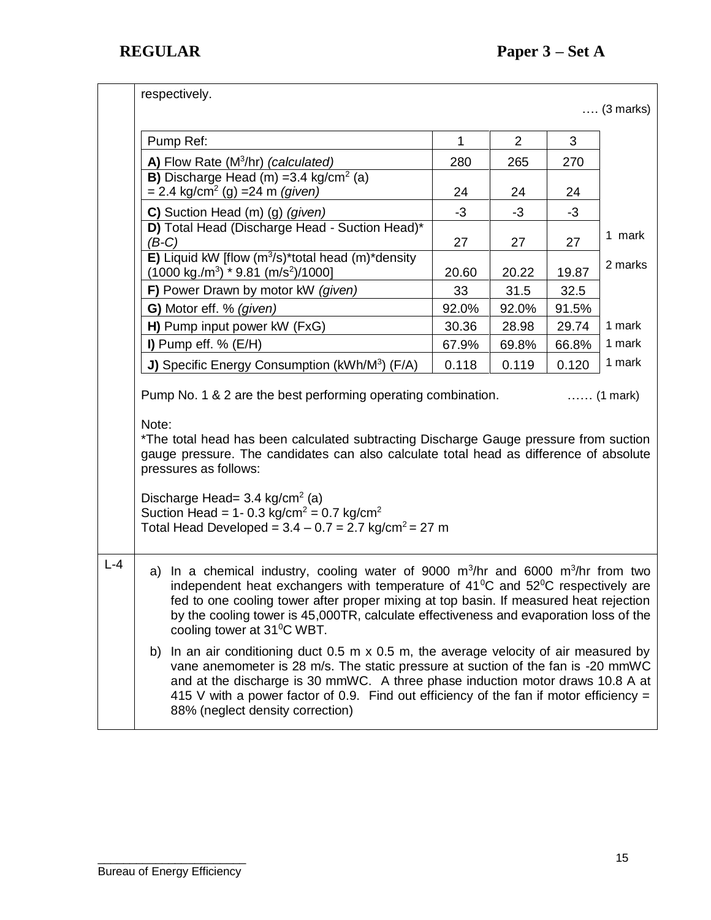respectively.

…. (3 marks)

| Pump Ref: | 1 | 2 | 3 | |
|---|---|---|---|---|
| **A)** Flow Rate ($M^3$/hr) *(calculated)* | 280 | 265 | 270 | |
| **B)** Discharge Head (m) =3.4 kg/$cm^2$ (a) = 2.4 kg/$cm^2$ (g) =24 m *(given)* | 24 | 24 | 24 | |
| **C)** Suction Head (m) (g) *(given)* | -3 | -3 | -3 | |
| **D)** Total Head (Discharge Head - Suction Head)* *(B-C)* | 27 | 27 | 27 | 1 mark |
| **E)** Liquid kW [flow ($m^3$/s)*total head (m)*density (1000 kg./$m^3$) * 9.81 (m/$s^2$)/1000] | 20.60 | 20.22 | 19.87 | 2 marks |
| **F)** Power Drawn by motor kW *(given)* | 33 | 31.5 | 32.5 | |
| **G)** Motor eff. % *(given)* | 92.0% | 92.0% | 91.5% | |
| **H)** Pump input power kW (FxG) | 30.36 | 28.98 | 29.74 | 1 mark |
| **I)** Pump eff. % (E/H) | 67.9% | 69.8% | 66.8% | 1 mark |
| **J)** Specific Energy Consumption (kWh/$M^3$) (F/A) | 0.118 | 0.119 | 0.120 | 1 mark |

Pump No. 1 & 2 are the best performing operating combination. …… (1 mark)

Note:

*The total head has been calculated subtracting Discharge Gauge pressure from suction gauge pressure. The candidates can also calculate total head as difference of absolute pressures as follows:

Discharge Head= 3.4 kg/$cm^2$ (a)
Suction Head = 1- 0.3 kg/$cm^2$ = 0.7 kg/$cm^2$
Total Head Developed = 3.4 – 0.7 = 2.7 kg/$cm^2$ = 27 m

**L-4**

a) In a chemical industry, cooling water of 9000 $m^3$/hr and 6000 $m^3$/hr from two independent heat exchangers with temperature of 41$^0$C and 52$^0$C respectively are fed to one cooling tower after proper mixing at top basin. If measured heat rejection by the cooling tower is 45,000TR, calculate effectiveness and evaporation loss of the cooling tower at 31$^0$C WBT.

b) In an air conditioning duct 0.5 m x 0.5 m, the average velocity of air measured by vane anemometer is 28 m/s. The static pressure at suction of the fan is -20 mmWC and at the discharge is 30 mmWC. A three phase induction motor draws 10.8 A at 415 V with a power factor of 0.9. Find out efficiency of the fan if motor efficiency = 88% (neglect density correction)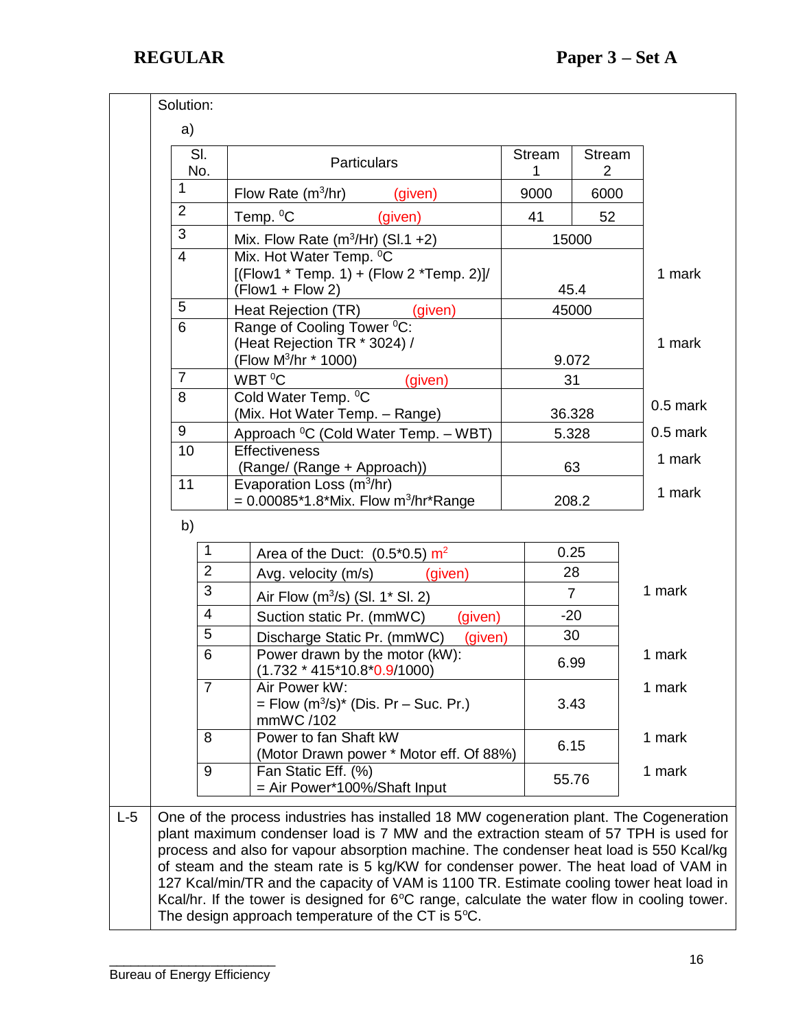Solution:

a)

| Sl. No. | Particulars | Stream 1 | Stream 2 | |
|---|---|---|---|---|
| 1 | Flow Rate ($m^3$/hr) (given) | 9000 | 6000 | |
| 2 | Temp. $^0$C (given) | 41 | 52 | |
| 3 | Mix. Flow Rate ($m^3$/Hr) (Sl.1 +2) | 15000 | | |
| 4 | Mix. Hot Water Temp. $^0$C [(Flow1 * Temp. 1) + (Flow 2 *Temp. 2)]/ (Flow1 + Flow 2) | 45.4 | | 1 mark |
| 5 | Heat Rejection (TR) (given) | 45000 | | |
| 6 | Range of Cooling Tower $^0$C: (Heat Rejection TR * 3024) / (Flow $M^3$/hr * 1000) | 9.072 | | 1 mark |
| 7 | WBT $^0$C (given) | 31 | | |
| 8 | Cold Water Temp. $^0$C (Mix. Hot Water Temp. – Range) | 36.328 | | 0.5 mark |
| 9 | Approach $^0$C (Cold Water Temp. – WBT) | 5.328 | | 0.5 mark |
| 10 | Effectiveness (Range/ (Range + Approach)) | 63 | | 1 mark |
| 11 | Evaporation Loss ($m^3$/hr) = 0.00085*1.8*Mix. Flow $m^3$/hr*Range | 208.2 | | 1 mark |

b)

| | | | |
|---|---|---|---|
| 1 | Area of the Duct: (0.5*0.5) $m^2$ | 0.25 | |
| 2 | Avg. velocity (m/s) (given) | 28 | |
| 3 | Air Flow ($m^3$/s) (Sl. 1* Sl. 2) | 7 | 1 mark |
| 4 | Suction static Pr. (mmWC) (given) | -20 | |
| 5 | Discharge Static Pr. (mmWC) (given) | 30 | |
| 6 | Power drawn by the motor (kW): (1.732 * 415*10.8*0.9/1000) | 6.99 | 1 mark |
| 7 | Air Power kW: = Flow ($m^3$/s)* (Dis. Pr – Suc. Pr.) mmWC /102 | 3.43 | 1 mark |
| 8 | Power to fan Shaft kW (Motor Drawn power * Motor eff. Of 88%) | 6.15 | 1 mark |
| 9 | Fan Static Eff. (%) = Air Power*100%/Shaft Input | 55.76 | 1 mark |

**L-5** One of the process industries has installed 18 MW cogeneration plant. The Cogeneration plant maximum condenser load is 7 MW and the extraction steam of 57 TPH is used for process and also for vapour absorption machine. The condenser heat load is 550 Kcal/kg of steam and the steam rate is 5 kg/KW for condenser power. The heat load of VAM in 127 Kcal/min/TR and the capacity of VAM is 1100 TR. Estimate cooling tower heat load in Kcal/hr. If the tower is designed for 6$^o$C range, calculate the water flow in cooling tower. The design approach temperature of the CT is 5$^o$C.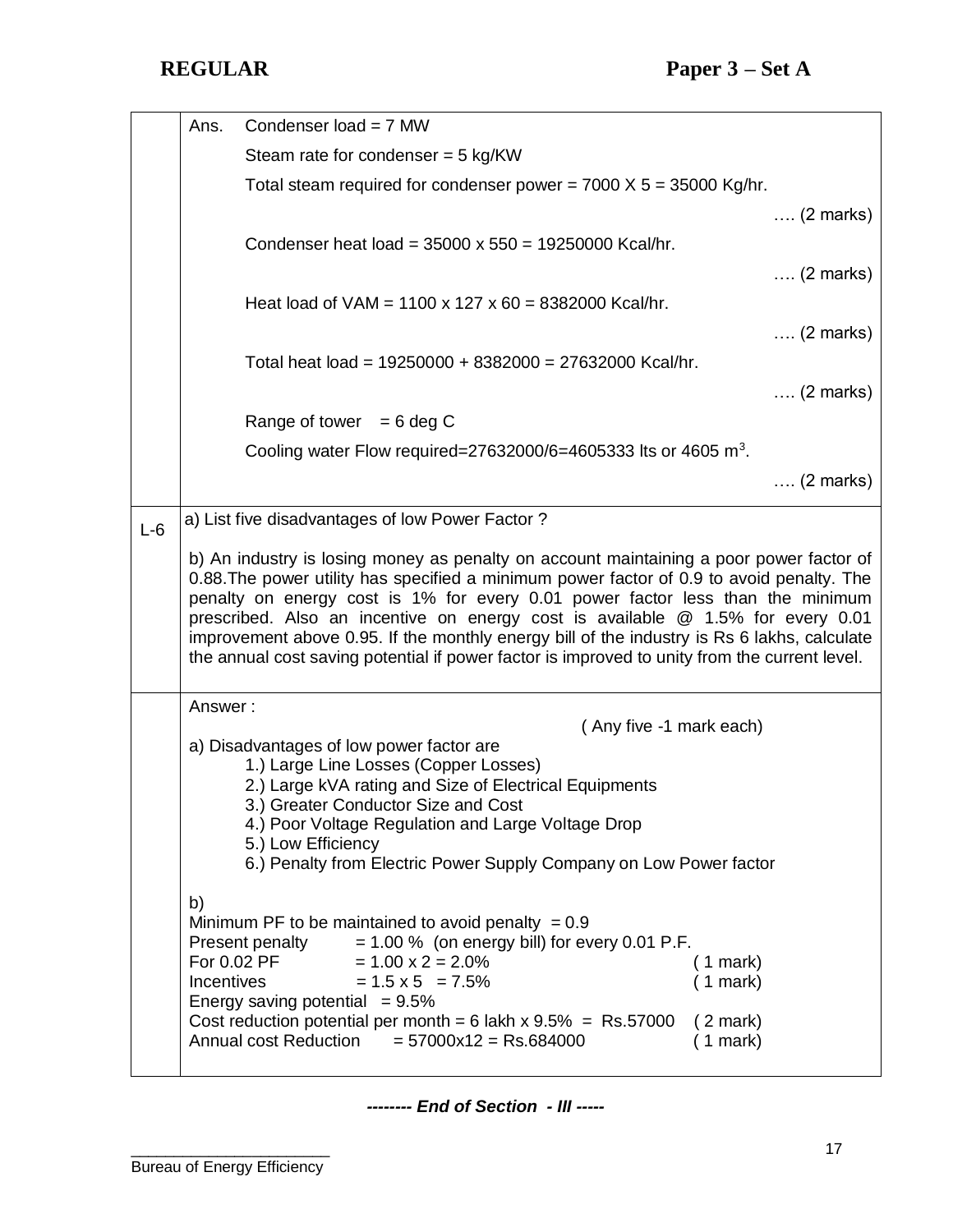| | | |
|---|---|---|
| | Ans. | Condenser load = 7 MW<br><br>Steam rate for condenser = 5 kg/KW<br><br>Total steam required for condenser power = 7000 X 5 = 35000 Kg/hr.<br><br>…. (2 marks)<br><br>Condenser heat load = 35000 x 550 = 19250000 Kcal/hr.<br><br>…. (2 marks)<br><br>Heat load of VAM = 1100 x 127 x 60 = 8382000 Kcal/hr.<br><br>…. (2 marks)<br><br>Total heat load = 19250000 + 8382000 = 27632000 Kcal/hr.<br><br>…. (2 marks)<br><br>Range of tower = 6 deg C<br><br>Cooling water Flow required=27632000/6=4605333 lts or 4605 $m^3$.<br><br>…. (2 marks) |
| L-6 | | a) List five disadvantages of low Power Factor ?<br><br>b) An industry is losing money as penalty on account maintaining a poor power factor of 0.88.The power utility has specified a minimum power factor of 0.9 to avoid penalty. The penalty on energy cost is 1% for every 0.01 power factor less than the minimum prescribed. Also an incentive on energy cost is available @ 1.5% for every 0.01 improvement above 0.95. If the monthly energy bill of the industry is Rs 6 lakhs, calculate the annual cost saving potential if power factor is improved to unity from the current level. |
| | | Answer :<br><br>( Any five -1 mark each)<br><br>a) Disadvantages of low power factor are<br>1.) Large Line Losses (Copper Losses)<br>2.) Large kVA rating and Size of Electrical Equipments<br>3.) Greater Conductor Size and Cost<br>4.) Poor Voltage Regulation and Large Voltage Drop<br>5.) Low Efficiency<br>6.) Penalty from Electric Power Supply Company on Low Power factor<br><br>b)<br>Minimum PF to be maintained to avoid penalty = 0.9<br>Present penalty = 1.00 % (on energy bill) for every 0.01 P.F.<br>For 0.02 PF = 1.00 x 2 = 2.0% ( 1 mark)<br>Incentives = 1.5 x 5 = 7.5% ( 1 mark)<br>Energy saving potential = 9.5%<br>Cost reduction potential per month = 6 lakh x 9.5% = Rs.57000 ( 2 mark)<br>Annual cost Reduction = 57000x12 = Rs.684000 ( 1 mark) |

***-------- End of Section - III -----***